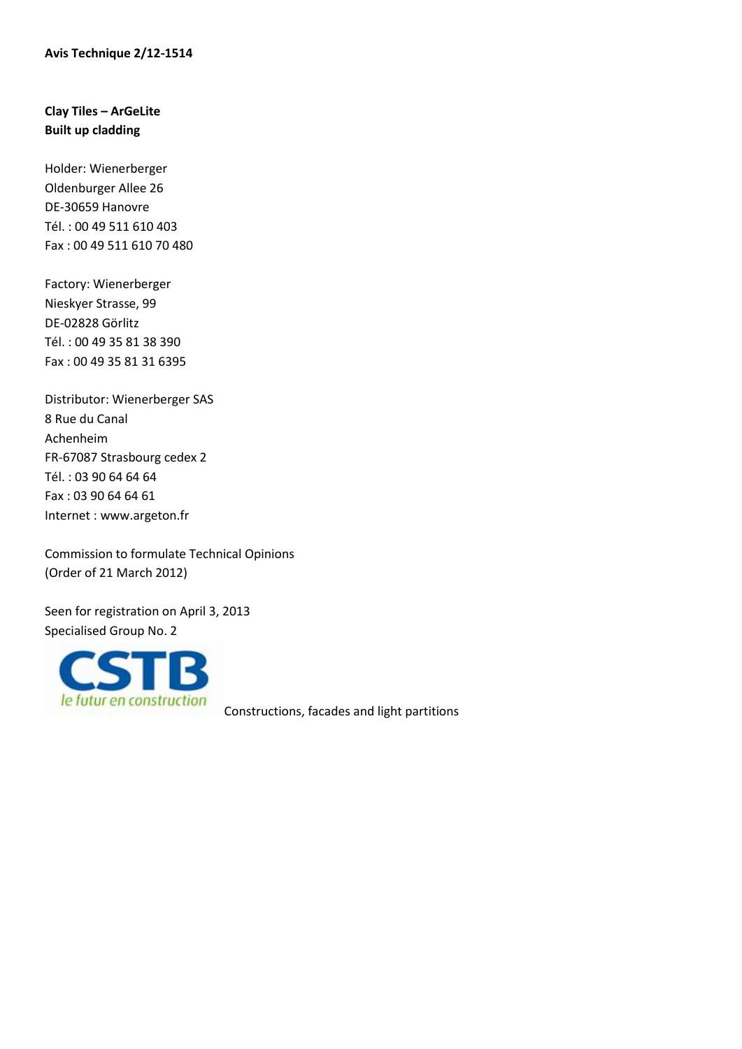**Avis Technique 2/12-1514**

**Clay Tiles – ArGeLite**
**Built up cladding**

Holder: Wienerberger
Oldenburger Allee 26
DE-30659 Hanovre
Tél. : 00 49 511 610 403
Fax : 00 49 511 610 70 480

Factory: Wienerberger
Nieskyer Strasse, 99
DE-02828 Görlitz
Tél. : 00 49 35 81 38 390
Fax : 00 49 35 81 31 6395

Distributor: Wienerberger SAS
8 Rue du Canal
Achenheim
FR-67087 Strasbourg cedex 2
Tél. : 03 90 64 64 64
Fax : 03 90 64 64 61
Internet : www.argeton.fr

Commission to formulate Technical Opinions
(Order of 21 March 2012)

Seen for registration on April 3, 2013
Specialised Group No. 2

CSTB
le futur en construction

Constructions, facades and light partitions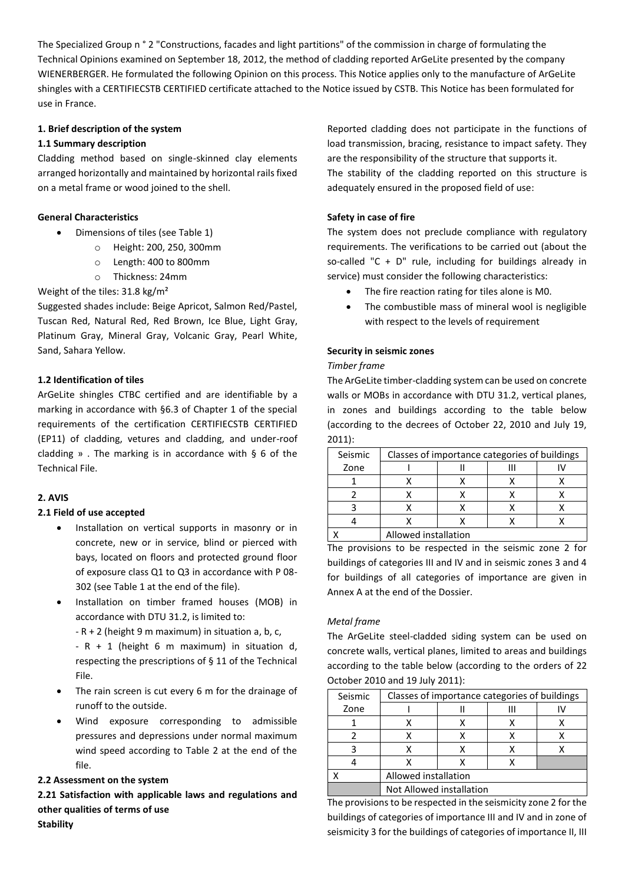The Specialized Group n ° 2 "Constructions, facades and light partitions" of the commission in charge of formulating the Technical Opinions examined on September 18, 2012, the method of cladding reported ArGeLite presented by the company WIENERBERGER. He formulated the following Opinion on this process. This Notice applies only to the manufacture of ArGeLite shingles with a CERTIFIECSTB CERTIFIED certificate attached to the Notice issued by CSTB. This Notice has been formulated for use in France.

**1. Brief description of the system**

**1.1 Summary description**

Cladding method based on single-skinned clay elements arranged horizontally and maintained by horizontal rails fixed on a metal frame or wood joined to the shell.

**General Characteristics**

- Dimensions of tiles (see Table 1)
  - Height: 200, 250, 300mm
  - Length: 400 to 800mm
  - Thickness: 24mm

Weight of the tiles: 31.8 kg/m²

Suggested shades include: Beige Apricot, Salmon Red/Pastel, Tuscan Red, Natural Red, Red Brown, Ice Blue, Light Gray, Platinum Gray, Mineral Gray, Volcanic Gray, Pearl White, Sand, Sahara Yellow.

**1.2 Identification of tiles**

ArGeLite shingles CTBC certified and are identifiable by a marking in accordance with §6.3 of Chapter 1 of the special requirements of the certification CERTIFIECSTB CERTIFIED (EP11) of cladding, vetures and cladding, and under-roof cladding » . The marking is in accordance with § 6 of the Technical File.

**2. AVIS**

**2.1 Field of use accepted**

- Installation on vertical supports in masonry or in concrete, new or in service, blind or pierced with bays, located on floors and protected ground floor of exposure class Q1 to Q3 in accordance with P 08-302 (see Table 1 at the end of the file).
- Installation on timber framed houses (MOB) in accordance with DTU 31.2, is limited to:
  - R + 2 (height 9 m maximum) in situation a, b, c,
  - R + 1 (height 6 m maximum) in situation d, respecting the prescriptions of § 11 of the Technical File.
- The rain screen is cut every 6 m for the drainage of runoff to the outside.
- Wind exposure corresponding to admissible pressures and depressions under normal maximum wind speed according to Table 2 at the end of the file.

**2.2 Assessment on the system**

**2.21 Satisfaction with applicable laws and regulations and other qualities of terms of use**

**Stability**

Reported cladding does not participate in the functions of load transmission, bracing, resistance to impact safety. They are the responsibility of the structure that supports it.

The stability of the cladding reported on this structure is adequately ensured in the proposed field of use:

**Safety in case of fire**

The system does not preclude compliance with regulatory requirements. The verifications to be carried out (about the so-called "C + D" rule, including for buildings already in service) must consider the following characteristics:

- The fire reaction rating for tiles alone is M0.
- The combustible mass of mineral wool is negligible with respect to the levels of requirement

**Security in seismic zones**

*Timber frame*

The ArGeLite timber-cladding system can be used on concrete walls or MOBs in accordance with DTU 31.2, vertical planes, in zones and buildings according to the table below (according to the decrees of October 22, 2010 and July 19, 2011):

| Seismic Zone | Classes of importance categories of buildings | | | |
|---|---|---|---|---|
| | I | II | III | IV |
| 1 | X | X | X | X |
| 2 | X | X | X | X |
| 3 | X | X | X | X |
| 4 | X | X | X | X |
| X | Allowed installation | | | |

The provisions to be respected in the seismic zone 2 for buildings of categories III and IV and in seismic zones 3 and 4 for buildings of all categories of importance are given in Annex A at the end of the Dossier.

*Metal frame*

The ArGeLite steel-cladded siding system can be used on concrete walls, vertical planes, limited to areas and buildings according to the table below (according to the orders of 22 October 2010 and 19 July 2011):

| Seismic Zone | Classes of importance categories of buildings | | | |
|---|---|---|---|---|
| | I | II | III | IV |
| 1 | X | X | X | X |
| 2 | X | X | X | X |
| 3 | X | X | X | X |
| 4 | X | X | X | |
| X | Allowed installation | | | |
| (shaded) | Not Allowed installation | | | |

The provisions to be respected in the seismicity zone 2 for the buildings of categories of importance III and IV and in zone of seismicity 3 for the buildings of categories of importance II, III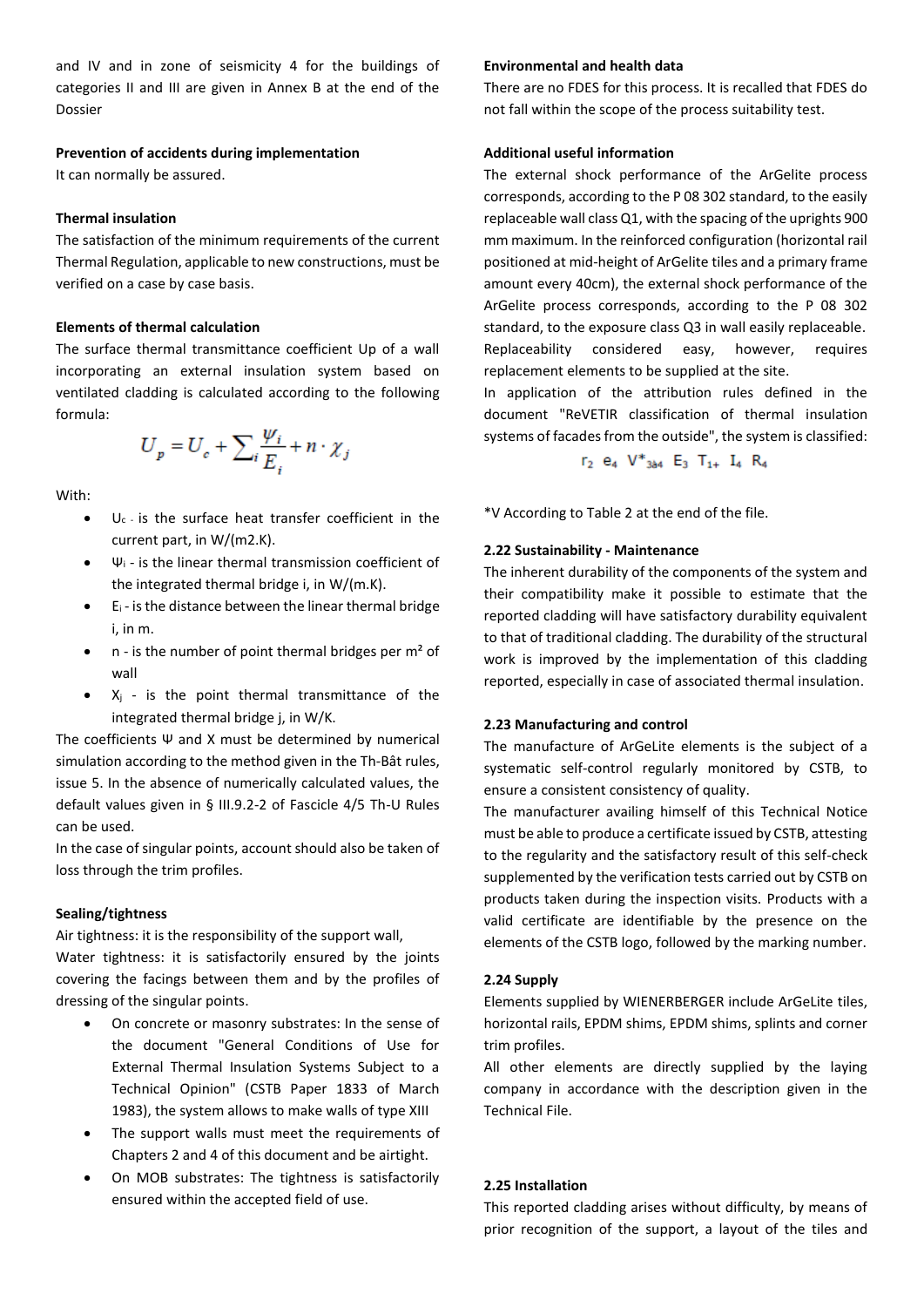and IV and in zone of seismicity 4 for the buildings of categories II and III are given in Annex B at the end of the Dossier

**Prevention of accidents during implementation**

It can normally be assured.

**Thermal insulation**

The satisfaction of the minimum requirements of the current Thermal Regulation, applicable to new constructions, must be verified on a case by case basis.

**Elements of thermal calculation**

The surface thermal transmittance coefficient Up of a wall incorporating an external insulation system based on ventilated cladding is calculated according to the following formula:

$$U_p = U_c + \sum_i \frac{\psi_i}{E_i} + n \cdot \chi_j$$

With:

- $U_c$ - is the surface heat transfer coefficient in the current part, in W/(m2.K).
- $\Psi_i$ - is the linear thermal transmission coefficient of the integrated thermal bridge i, in W/(m.K).
- $E_i$ - is the distance between the linear thermal bridge i, in m.
- n - is the number of point thermal bridges per m² of wall
- $X_j$ - is the point thermal transmittance of the integrated thermal bridge j, in W/K.

The coefficients Ψ and X must be determined by numerical simulation according to the method given in the Th-Bât rules, issue 5. In the absence of numerically calculated values, the default values given in § III.9.2-2 of Fascicle 4/5 Th-U Rules can be used.

In the case of singular points, account should also be taken of loss through the trim profiles.

**Sealing/tightness**

Air tightness: it is the responsibility of the support wall,

Water tightness: it is satisfactorily ensured by the joints covering the facings between them and by the profiles of dressing of the singular points.

- On concrete or masonry substrates: In the sense of the document "General Conditions of Use for External Thermal Insulation Systems Subject to a Technical Opinion" (CSTB Paper 1833 of March 1983), the system allows to make walls of type XIII
- The support walls must meet the requirements of Chapters 2 and 4 of this document and be airtight.
- On MOB substrates: The tightness is satisfactorily ensured within the accepted field of use.

**Environmental and health data**

There are no FDES for this process. It is recalled that FDES do not fall within the scope of the process suitability test.

**Additional useful information**

The external shock performance of the ArGelite process corresponds, according to the P 08 302 standard, to the easily replaceable wall class Q1, with the spacing of the uprights 900 mm maximum. In the reinforced configuration (horizontal rail positioned at mid-height of ArGelite tiles and a primary frame amount every 40cm), the external shock performance of the ArGelite process corresponds, according to the P 08 302 standard, to the exposure class Q3 in wall easily replaceable. Replaceability considered easy, however, requires replacement elements to be supplied at the site.

In application of the attribution rules defined in the document "ReVETIR classification of thermal insulation systems of facades from the outside", the system is classified:

$r_2$ $e_4$ $V^*_{3à4}$ $E_3$ $T_{1+}$ $I_4$ $R_4$

*V According to Table 2 at the end of the file.

**2.22 Sustainability - Maintenance**

The inherent durability of the components of the system and their compatibility make it possible to estimate that the reported cladding will have satisfactory durability equivalent to that of traditional cladding. The durability of the structural work is improved by the implementation of this cladding reported, especially in case of associated thermal insulation.

**2.23 Manufacturing and control**

The manufacture of ArGeLite elements is the subject of a systematic self-control regularly monitored by CSTB, to ensure a consistent consistency of quality.

The manufacturer availing himself of this Technical Notice must be able to produce a certificate issued by CSTB, attesting to the regularity and the satisfactory result of this self-check supplemented by the verification tests carried out by CSTB on products taken during the inspection visits. Products with a valid certificate are identifiable by the presence on the elements of the CSTB logo, followed by the marking number.

**2.24 Supply**

Elements supplied by WIENERBERGER include ArGeLite tiles, horizontal rails, EPDM shims, EPDM shims, splints and corner trim profiles.

All other elements are directly supplied by the laying company in accordance with the description given in the Technical File.

**2.25 Installation**

This reported cladding arises without difficulty, by means of prior recognition of the support, a layout of the tiles and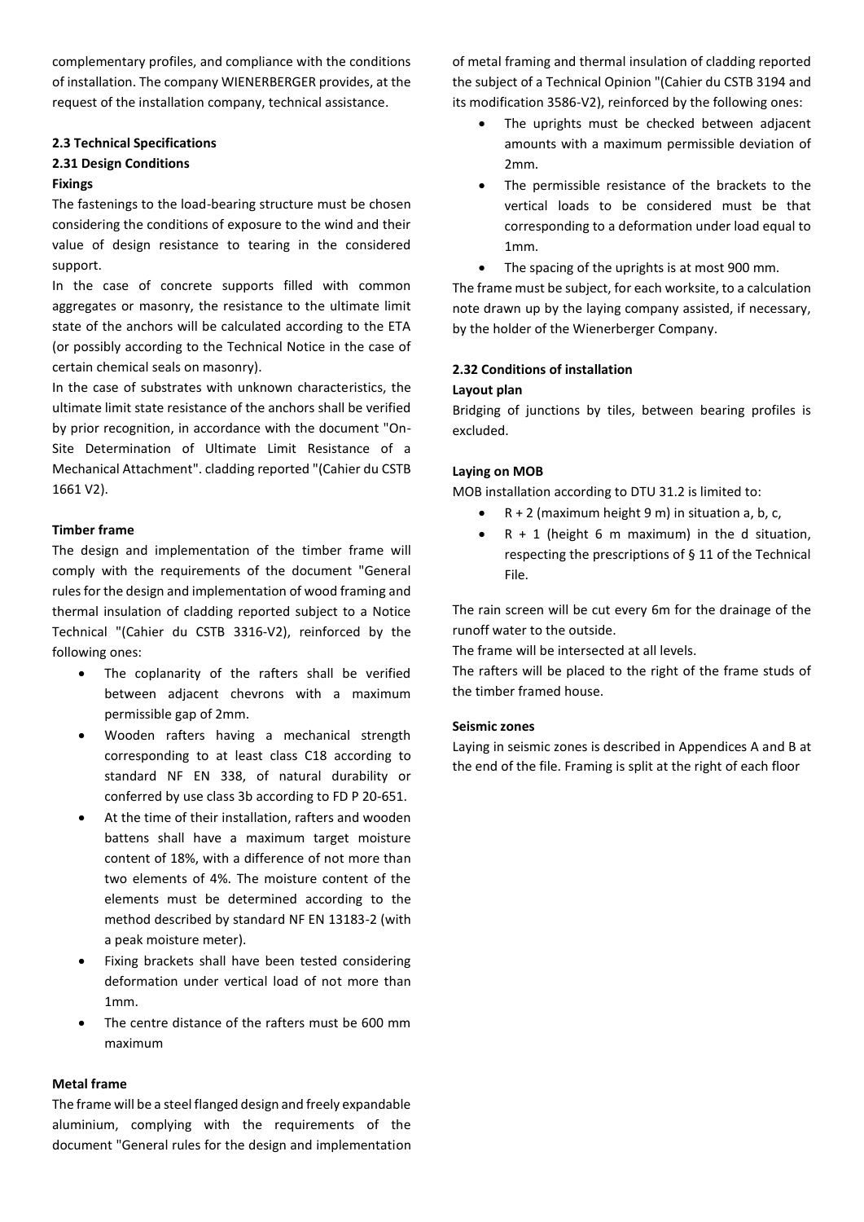complementary profiles, and compliance with the conditions of installation. The company WIENERBERGER provides, at the request of the installation company, technical assistance.

**2.3 Technical Specifications**

**2.31 Design Conditions**

**Fixings**

The fastenings to the load-bearing structure must be chosen considering the conditions of exposure to the wind and their value of design resistance to tearing in the considered support.

In the case of concrete supports filled with common aggregates or masonry, the resistance to the ultimate limit state of the anchors will be calculated according to the ETA (or possibly according to the Technical Notice in the case of certain chemical seals on masonry).

In the case of substrates with unknown characteristics, the ultimate limit state resistance of the anchors shall be verified by prior recognition, in accordance with the document "On-Site Determination of Ultimate Limit Resistance of a Mechanical Attachment". cladding reported "(Cahier du CSTB 1661 V2).

**Timber frame**

The design and implementation of the timber frame will comply with the requirements of the document "General rules for the design and implementation of wood framing and thermal insulation of cladding reported subject to a Notice Technical "(Cahier du CSTB 3316-V2), reinforced by the following ones:

- The coplanarity of the rafters shall be verified between adjacent chevrons with a maximum permissible gap of 2mm.
- Wooden rafters having a mechanical strength corresponding to at least class C18 according to standard NF EN 338, of natural durability or conferred by use class 3b according to FD P 20-651.
- At the time of their installation, rafters and wooden battens shall have a maximum target moisture content of 18%, with a difference of not more than two elements of 4%. The moisture content of the elements must be determined according to the method described by standard NF EN 13183-2 (with a peak moisture meter).
- Fixing brackets shall have been tested considering deformation under vertical load of not more than 1mm.
- The centre distance of the rafters must be 600 mm maximum

**Metal frame**

The frame will be a steel flanged design and freely expandable aluminium, complying with the requirements of the document "General rules for the design and implementation of metal framing and thermal insulation of cladding reported the subject of a Technical Opinion "(Cahier du CSTB 3194 and its modification 3586-V2), reinforced by the following ones:

- The uprights must be checked between adjacent amounts with a maximum permissible deviation of 2mm.
- The permissible resistance of the brackets to the vertical loads to be considered must be that corresponding to a deformation under load equal to 1mm.
- The spacing of the uprights is at most 900 mm.

The frame must be subject, for each worksite, to a calculation note drawn up by the laying company assisted, if necessary, by the holder of the Wienerberger Company.

**2.32 Conditions of installation**

**Layout plan**

Bridging of junctions by tiles, between bearing profiles is excluded.

**Laying on MOB**

MOB installation according to DTU 31.2 is limited to:

- R + 2 (maximum height 9 m) in situation a, b, c,
- R + 1 (height 6 m maximum) in the d situation, respecting the prescriptions of § 11 of the Technical File.

The rain screen will be cut every 6m for the drainage of the runoff water to the outside.

The frame will be intersected at all levels.

The rafters will be placed to the right of the frame studs of the timber framed house.

**Seismic zones**

Laying in seismic zones is described in Appendices A and B at the end of the file. Framing is split at the right of each floor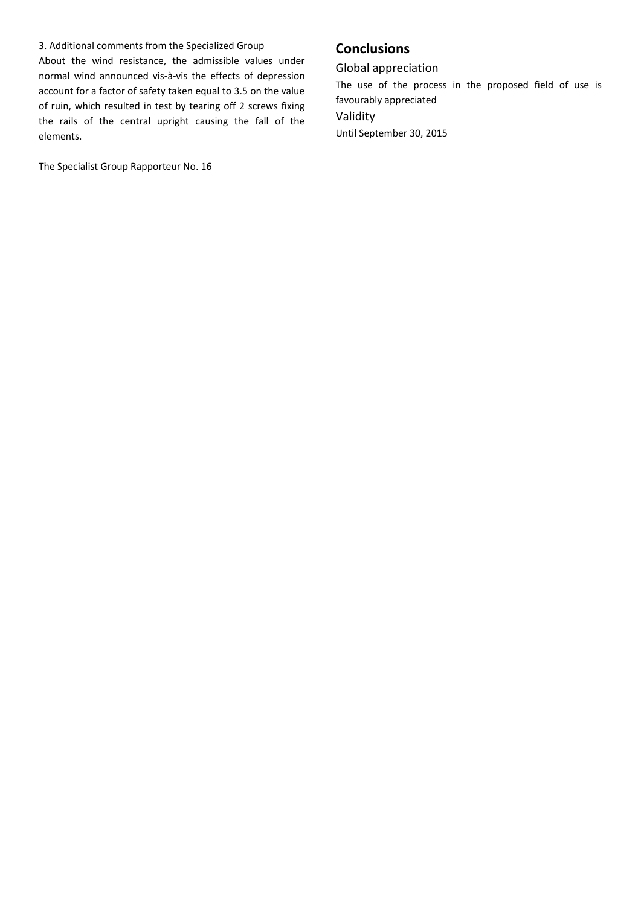3. Additional comments from the Specialized Group

About the wind resistance, the admissible values under normal wind announced vis-à-vis the effects of depression account for a factor of safety taken equal to 3.5 on the value of ruin, which resulted in test by tearing off 2 screws fixing the rails of the central upright causing the fall of the elements.

The Specialist Group Rapporteur No. 16

## Conclusions

### Global appreciation

The use of the process in the proposed field of use is favourably appreciated

### Validity

Until September 30, 2015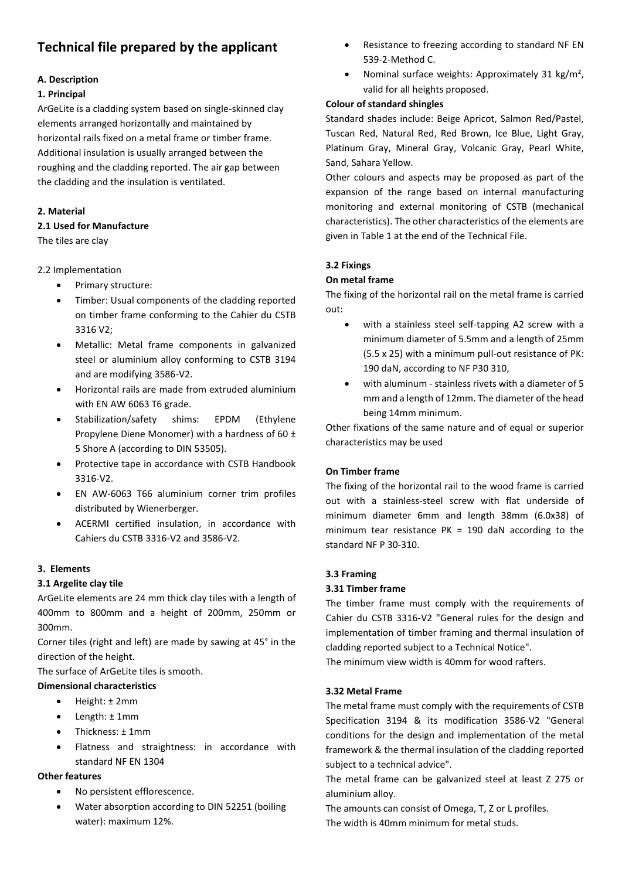# Technical file prepared by the applicant

**A. Description**

**1. Principal**

ArGeLite is a cladding system based on single-skinned clay elements arranged horizontally and maintained by horizontal rails fixed on a metal frame or timber frame. Additional insulation is usually arranged between the roughing and the cladding reported. The air gap between the cladding and the insulation is ventilated.

**2. Material**

**2.1 Used for Manufacture**

The tiles are clay

2.2 Implementation

- Primary structure:
- Timber: Usual components of the cladding reported on timber frame conforming to the Cahier du CSTB 3316 V2;
- Metallic: Metal frame components in galvanized steel or aluminium alloy conforming to CSTB 3194 and are modifying 3586-V2.
- Horizontal rails are made from extruded aluminium with EN AW 6063 T6 grade.
- Stabilization/safety shims: EPDM (Ethylene Propylene Diene Monomer) with a hardness of 60 ± 5 Shore A (according to DIN 53505).
- Protective tape in accordance with CSTB Handbook 3316-V2.
- EN AW-6063 T66 aluminium corner trim profiles distributed by Wienerberger.
- ACERMI certified insulation, in accordance with Cahiers du CSTB 3316-V2 and 3586-V2.

**3. Elements**

**3.1 Argelite clay tile**

ArGeLite elements are 24 mm thick clay tiles with a length of 400mm to 800mm and a height of 200mm, 250mm or 300mm.

Corner tiles (right and left) are made by sawing at 45° in the direction of the height.

The surface of ArGeLite tiles is smooth.

**Dimensional characteristics**

- Height: ± 2mm
- Length: ± 1mm
- Thickness: ± 1mm
- Flatness and straightness: in accordance with standard NF EN 1304

**Other features**

- No persistent efflorescence.
- Water absorption according to DIN 52251 (boiling water): maximum 12%.
- Resistance to freezing according to standard NF EN 539-2-Method C.
- Nominal surface weights: Approximately 31 kg/m², valid for all heights proposed.

**Colour of standard shingles**

Standard shades include: Beige Apricot, Salmon Red/Pastel, Tuscan Red, Natural Red, Red Brown, Ice Blue, Light Gray, Platinum Gray, Mineral Gray, Volcanic Gray, Pearl White, Sand, Sahara Yellow.

Other colours and aspects may be proposed as part of the expansion of the range based on internal manufacturing monitoring and external monitoring of CSTB (mechanical characteristics). The other characteristics of the elements are given in Table 1 at the end of the Technical File.

**3.2 Fixings**

**On metal frame**

The fixing of the horizontal rail on the metal frame is carried out:

- with a stainless steel self-tapping A2 screw with a minimum diameter of 5.5mm and a length of 25mm (5.5 x 25) with a minimum pull-out resistance of PK: 190 daN, according to NF P30 310,
- with aluminum - stainless rivets with a diameter of 5 mm and a length of 12mm. The diameter of the head being 14mm minimum.

Other fixations of the same nature and of equal or superior characteristics may be used

**On Timber frame**

The fixing of the horizontal rail to the wood frame is carried out with a stainless-steel screw with flat underside of minimum diameter 6mm and length 38mm (6.0x38) of minimum tear resistance PK = 190 daN according to the standard NF P 30-310.

**3.3 Framing**

**3.31 Timber frame**

The timber frame must comply with the requirements of Cahier du CSTB 3316-V2 "General rules for the design and implementation of timber framing and thermal insulation of cladding reported subject to a Technical Notice".

The minimum view width is 40mm for wood rafters.

**3.32 Metal Frame**

The metal frame must comply with the requirements of CSTB Specification 3194 & its modification 3586-V2 "General conditions for the design and implementation of the metal framework & the thermal insulation of the cladding reported subject to a technical advice".

The metal frame can be galvanized steel at least Z 275 or aluminium alloy.

The amounts can consist of Omega, T, Z or L profiles.

The width is 40mm minimum for metal studs.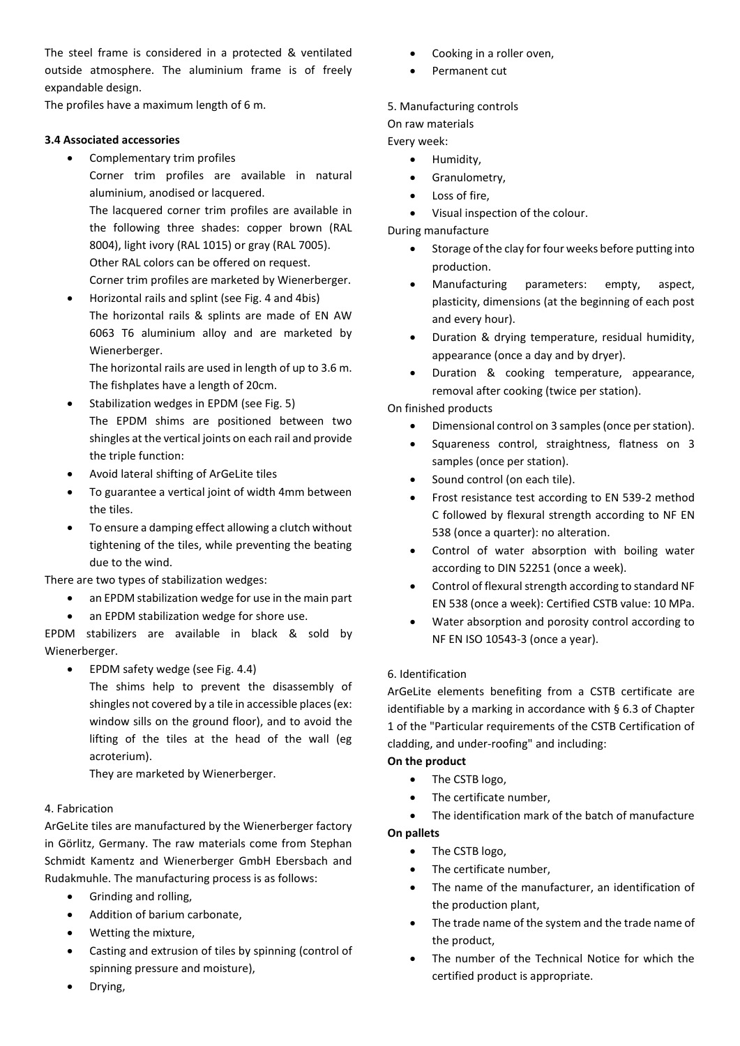The steel frame is considered in a protected & ventilated outside atmosphere. The aluminium frame is of freely expandable design.

The profiles have a maximum length of 6 m.

**3.4 Associated accessories**

- Complementary trim profiles

  Corner trim profiles are available in natural aluminium, anodised or lacquered.

  The lacquered corner trim profiles are available in the following three shades: copper brown (RAL 8004), light ivory (RAL 1015) or gray (RAL 7005).

  Other RAL colors can be offered on request.

  Corner trim profiles are marketed by Wienerberger.
- Horizontal rails and splint (see Fig. 4 and 4bis)

  The horizontal rails & splints are made of EN AW 6063 T6 aluminium alloy and are marketed by Wienerberger.

  The horizontal rails are used in length of up to 3.6 m. The fishplates have a length of 20cm.
- Stabilization wedges in EPDM (see Fig. 5)

  The EPDM shims are positioned between two shingles at the vertical joints on each rail and provide the triple function:
- Avoid lateral shifting of ArGeLite tiles
- To guarantee a vertical joint of width 4mm between the tiles.
- To ensure a damping effect allowing a clutch without tightening of the tiles, while preventing the beating due to the wind.

There are two types of stabilization wedges:

- an EPDM stabilization wedge for use in the main part
- an EPDM stabilization wedge for shore use.

EPDM stabilizers are available in black & sold by Wienerberger.

- EPDM safety wedge (see Fig. 4.4)

  The shims help to prevent the disassembly of shingles not covered by a tile in accessible places (ex: window sills on the ground floor), and to avoid the lifting of the tiles at the head of the wall (eg acroterium).

  They are marketed by Wienerberger.

4. Fabrication

ArGeLite tiles are manufactured by the Wienerberger factory in Görlitz, Germany. The raw materials come from Stephan Schmidt Kamentz and Wienerberger GmbH Ebersbach and Rudakmuhle. The manufacturing process is as follows:

- Grinding and rolling,
- Addition of barium carbonate,
- Wetting the mixture,
- Casting and extrusion of tiles by spinning (control of spinning pressure and moisture),
- Drying,
- Cooking in a roller oven,
- Permanent cut

5. Manufacturing controls

On raw materials

Every week:

- Humidity,
- Granulometry,
- Loss of fire,
- Visual inspection of the colour.

During manufacture

- Storage of the clay for four weeks before putting into production.
- Manufacturing parameters: empty, aspect, plasticity, dimensions (at the beginning of each post and every hour).
- Duration & drying temperature, residual humidity, appearance (once a day and by dryer).
- Duration & cooking temperature, appearance, removal after cooking (twice per station).

On finished products

- Dimensional control on 3 samples (once per station).
- Squareness control, straightness, flatness on 3 samples (once per station).
- Sound control (on each tile).
- Frost resistance test according to EN 539-2 method C followed by flexural strength according to NF EN 538 (once a quarter): no alteration.
- Control of water absorption with boiling water according to DIN 52251 (once a week).
- Control of flexural strength according to standard NF EN 538 (once a week): Certified CSTB value: 10 MPa.
- Water absorption and porosity control according to NF EN ISO 10543-3 (once a year).

6. Identification

ArGeLite elements benefiting from a CSTB certificate are identifiable by a marking in accordance with § 6.3 of Chapter 1 of the "Particular requirements of the CSTB Certification of cladding, and under-roofing" and including:

**On the product**

- The CSTB logo,
- The certificate number,
- The identification mark of the batch of manufacture

**On pallets**

- The CSTB logo,
- The certificate number,
- The name of the manufacturer, an identification of the production plant,
- The trade name of the system and the trade name of the product,
- The number of the Technical Notice for which the certified product is appropriate.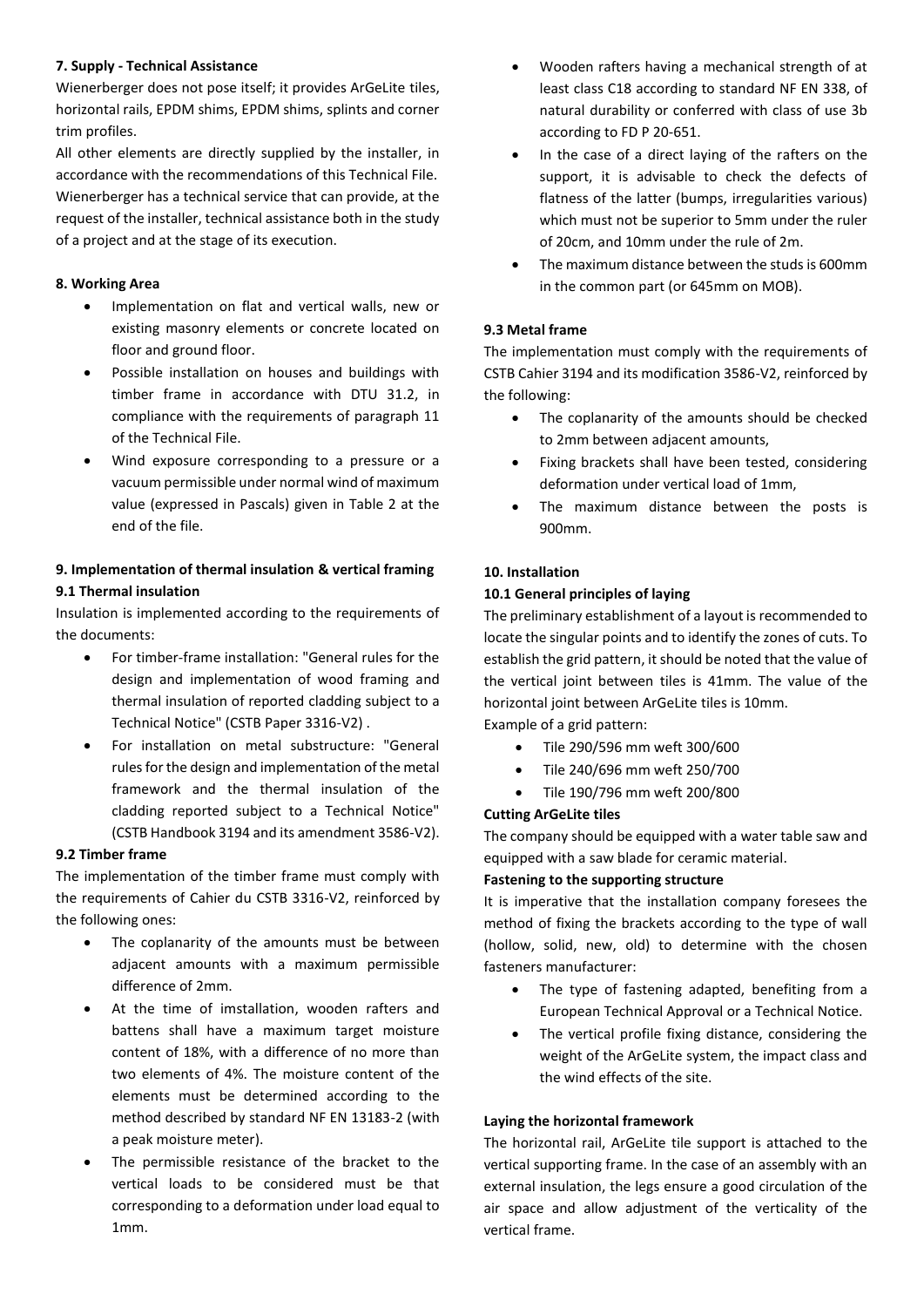**7. Supply - Technical Assistance**

Wienerberger does not pose itself; it provides ArGeLite tiles, horizontal rails, EPDM shims, EPDM shims, splints and corner trim profiles.

All other elements are directly supplied by the installer, in accordance with the recommendations of this Technical File.

Wienerberger has a technical service that can provide, at the request of the installer, technical assistance both in the study of a project and at the stage of its execution.

**8. Working Area**

- Implementation on flat and vertical walls, new or existing masonry elements or concrete located on floor and ground floor.
- Possible installation on houses and buildings with timber frame in accordance with DTU 31.2, in compliance with the requirements of paragraph 11 of the Technical File.
- Wind exposure corresponding to a pressure or a vacuum permissible under normal wind of maximum value (expressed in Pascals) given in Table 2 at the end of the file.

**9. Implementation of thermal insulation & vertical framing**

**9.1 Thermal insulation**

Insulation is implemented according to the requirements of the documents:

- For timber-frame installation: "General rules for the design and implementation of wood framing and thermal insulation of reported cladding subject to a Technical Notice" (CSTB Paper 3316-V2) .
- For installation on metal substructure: "General rules for the design and implementation of the metal framework and the thermal insulation of the cladding reported subject to a Technical Notice" (CSTB Handbook 3194 and its amendment 3586-V2).

**9.2 Timber frame**

The implementation of the timber frame must comply with the requirements of Cahier du CSTB 3316-V2, reinforced by the following ones:

- The coplanarity of the amounts must be between adjacent amounts with a maximum permissible difference of 2mm.
- At the time of imstallation, wooden rafters and battens shall have a maximum target moisture content of 18%, with a difference of no more than two elements of 4%. The moisture content of the elements must be determined according to the method described by standard NF EN 13183-2 (with a peak moisture meter).
- The permissible resistance of the bracket to the vertical loads to be considered must be that corresponding to a deformation under load equal to 1mm.
- Wooden rafters having a mechanical strength of at least class C18 according to standard NF EN 338, of natural durability or conferred with class of use 3b according to FD P 20-651.
- In the case of a direct laying of the rafters on the support, it is advisable to check the defects of flatness of the latter (bumps, irregularities various) which must not be superior to 5mm under the ruler of 20cm, and 10mm under the rule of 2m.
- The maximum distance between the studs is 600mm in the common part (or 645mm on MOB).

**9.3 Metal frame**

The implementation must comply with the requirements of CSTB Cahier 3194 and its modification 3586-V2, reinforced by the following:

- The coplanarity of the amounts should be checked to 2mm between adjacent amounts,
- Fixing brackets shall have been tested, considering deformation under vertical load of 1mm,
- The maximum distance between the posts is 900mm.

**10. Installation**

**10.1 General principles of laying**

The preliminary establishment of a layout is recommended to locate the singular points and to identify the zones of cuts. To establish the grid pattern, it should be noted that the value of the vertical joint between tiles is 41mm. The value of the horizontal joint between ArGeLite tiles is 10mm.

Example of a grid pattern:

- Tile 290/596 mm weft 300/600
- Tile 240/696 mm weft 250/700
- Tile 190/796 mm weft 200/800

**Cutting ArGeLite tiles**

The company should be equipped with a water table saw and equipped with a saw blade for ceramic material.

**Fastening to the supporting structure**

It is imperative that the installation company foresees the method of fixing the brackets according to the type of wall (hollow, solid, new, old) to determine with the chosen fasteners manufacturer:

- The type of fastening adapted, benefiting from a European Technical Approval or a Technical Notice.
- The vertical profile fixing distance, considering the weight of the ArGeLite system, the impact class and the wind effects of the site.

**Laying the horizontal framework**

The horizontal rail, ArGeLite tile support is attached to the vertical supporting frame. In the case of an assembly with an external insulation, the legs ensure a good circulation of the air space and allow adjustment of the verticality of the vertical frame.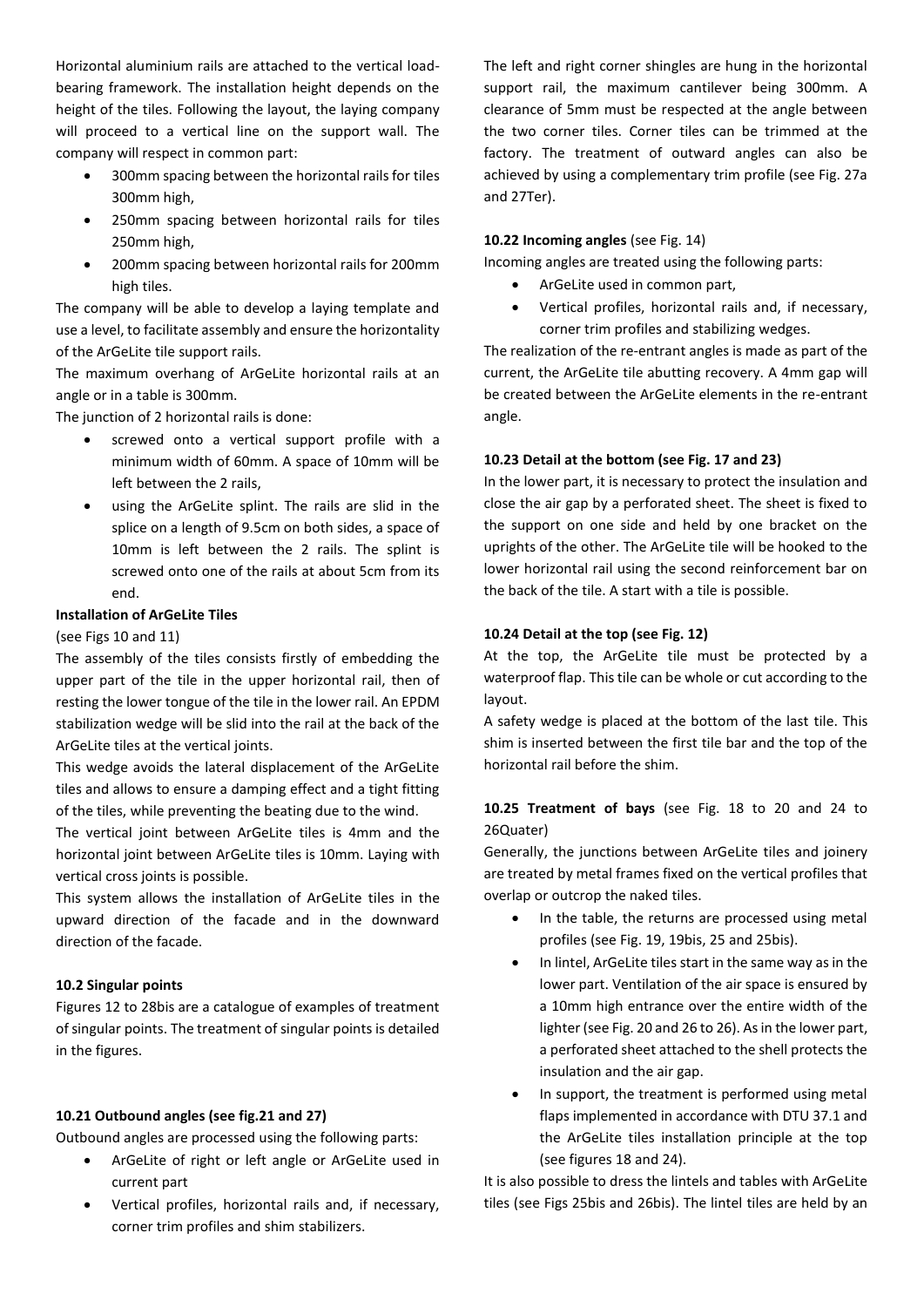Horizontal aluminium rails are attached to the vertical load-bearing framework. The installation height depends on the height of the tiles. Following the layout, the laying company will proceed to a vertical line on the support wall. The company will respect in common part:

- 300mm spacing between the horizontal rails for tiles 300mm high,
- 250mm spacing between horizontal rails for tiles 250mm high,
- 200mm spacing between horizontal rails for 200mm high tiles.

The company will be able to develop a laying template and use a level, to facilitate assembly and ensure the horizontality of the ArGeLite tile support rails.

The maximum overhang of ArGeLite horizontal rails at an angle or in a table is 300mm.

The junction of 2 horizontal rails is done:

- screwed onto a vertical support profile with a minimum width of 60mm. A space of 10mm will be left between the 2 rails,
- using the ArGeLite splint. The rails are slid in the splice on a length of 9.5cm on both sides, a space of 10mm is left between the 2 rails. The splint is screwed onto one of the rails at about 5cm from its end.

**Installation of ArGeLite Tiles**

(see Figs 10 and 11)

The assembly of the tiles consists firstly of embedding the upper part of the tile in the upper horizontal rail, then of resting the lower tongue of the tile in the lower rail. An EPDM stabilization wedge will be slid into the rail at the back of the ArGeLite tiles at the vertical joints.

This wedge avoids the lateral displacement of the ArGeLite tiles and allows to ensure a damping effect and a tight fitting of the tiles, while preventing the beating due to the wind.

The vertical joint between ArGeLite tiles is 4mm and the horizontal joint between ArGeLite tiles is 10mm. Laying with vertical cross joints is possible.

This system allows the installation of ArGeLite tiles in the upward direction of the facade and in the downward direction of the facade.

**10.2 Singular points**

Figures 12 to 28bis are a catalogue of examples of treatment of singular points. The treatment of singular points is detailed in the figures.

**10.21 Outbound angles (see fig.21 and 27)**

Outbound angles are processed using the following parts:

- ArGeLite of right or left angle or ArGeLite used in current part
- Vertical profiles, horizontal rails and, if necessary, corner trim profiles and shim stabilizers.

The left and right corner shingles are hung in the horizontal support rail, the maximum cantilever being 300mm. A clearance of 5mm must be respected at the angle between the two corner tiles. Corner tiles can be trimmed at the factory. The treatment of outward angles can also be achieved by using a complementary trim profile (see Fig. 27a and 27Ter).

**10.22 Incoming angles** (see Fig. 14)

Incoming angles are treated using the following parts:

- ArGeLite used in common part,
- Vertical profiles, horizontal rails and, if necessary, corner trim profiles and stabilizing wedges.

The realization of the re-entrant angles is made as part of the current, the ArGeLite tile abutting recovery. A 4mm gap will be created between the ArGeLite elements in the re-entrant angle.

**10.23 Detail at the bottom (see Fig. 17 and 23)**

In the lower part, it is necessary to protect the insulation and close the air gap by a perforated sheet. The sheet is fixed to the support on one side and held by one bracket on the uprights of the other. The ArGeLite tile will be hooked to the lower horizontal rail using the second reinforcement bar on the back of the tile. A start with a tile is possible.

**10.24 Detail at the top (see Fig. 12)**

At the top, the ArGeLite tile must be protected by a waterproof flap. This tile can be whole or cut according to the layout.

A safety wedge is placed at the bottom of the last tile. This shim is inserted between the first tile bar and the top of the horizontal rail before the shim.

**10.25 Treatment of bays** (see Fig. 18 to 20 and 24 to 26Quater)

Generally, the junctions between ArGeLite tiles and joinery are treated by metal frames fixed on the vertical profiles that overlap or outcrop the naked tiles.

- In the table, the returns are processed using metal profiles (see Fig. 19, 19bis, 25 and 25bis).
- In lintel, ArGeLite tiles start in the same way as in the lower part. Ventilation of the air space is ensured by a 10mm high entrance over the entire width of the lighter (see Fig. 20 and 26 to 26). As in the lower part, a perforated sheet attached to the shell protects the insulation and the air gap.
- In support, the treatment is performed using metal flaps implemented in accordance with DTU 37.1 and the ArGeLite tiles installation principle at the top (see figures 18 and 24).

It is also possible to dress the lintels and tables with ArGeLite tiles (see Figs 25bis and 26bis). The lintel tiles are held by an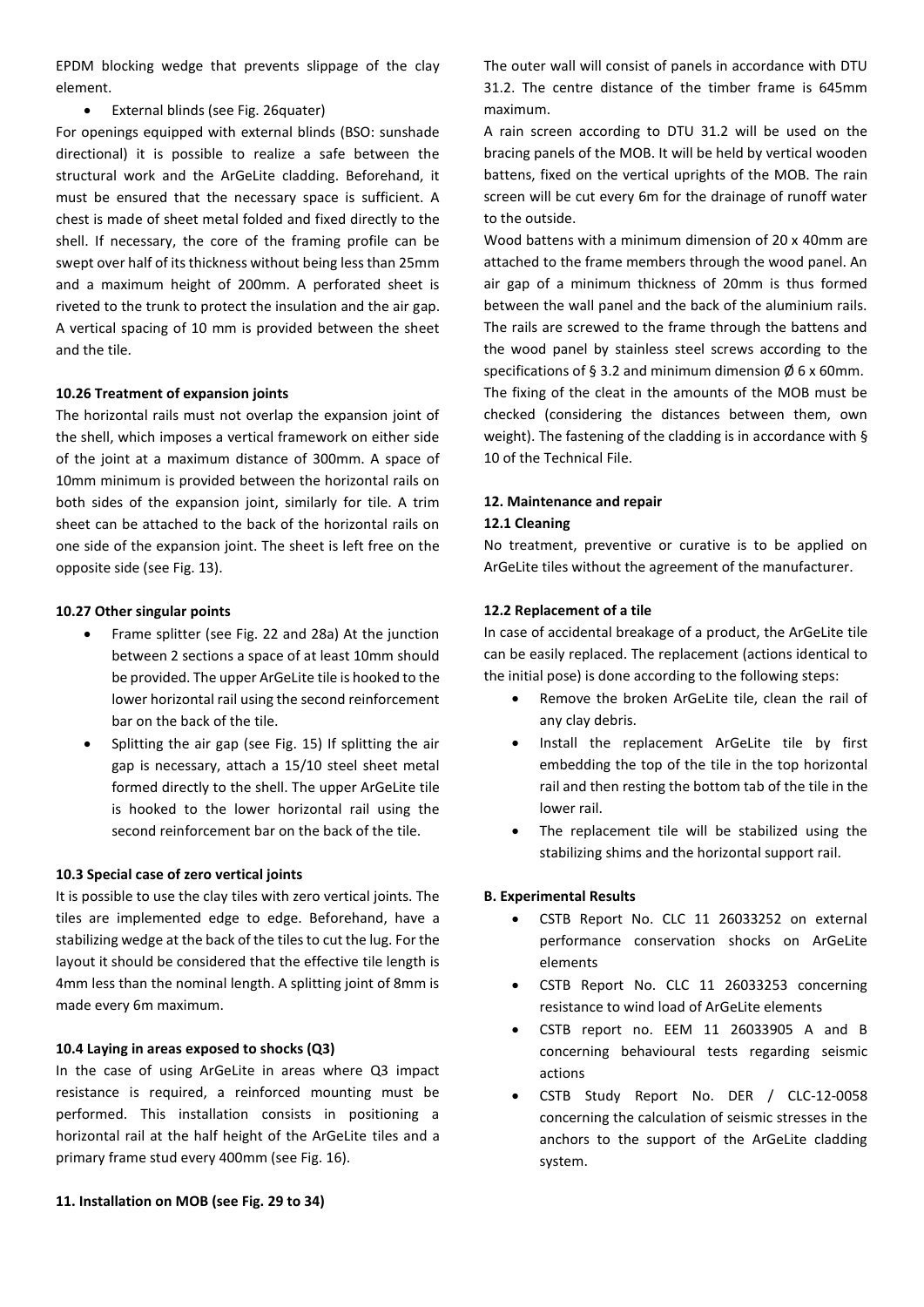EPDM blocking wedge that prevents slippage of the clay element.

- External blinds (see Fig. 26quater)

For openings equipped with external blinds (BSO: sunshade directional) it is possible to realize a safe between the structural work and the ArGeLite cladding. Beforehand, it must be ensured that the necessary space is sufficient. A chest is made of sheet metal folded and fixed directly to the shell. If necessary, the core of the framing profile can be swept over half of its thickness without being less than 25mm and a maximum height of 200mm. A perforated sheet is riveted to the trunk to protect the insulation and the air gap. A vertical spacing of 10 mm is provided between the sheet and the tile.

#### 10.26 Treatment of expansion joints

The horizontal rails must not overlap the expansion joint of the shell, which imposes a vertical framework on either side of the joint at a maximum distance of 300mm. A space of 10mm minimum is provided between the horizontal rails on both sides of the expansion joint, similarly for tile. A trim sheet can be attached to the back of the horizontal rails on one side of the expansion joint. The sheet is left free on the opposite side (see Fig. 13).

#### 10.27 Other singular points

- Frame splitter (see Fig. 22 and 28a) At the junction between 2 sections a space of at least 10mm should be provided. The upper ArGeLite tile is hooked to the lower horizontal rail using the second reinforcement bar on the back of the tile.
- Splitting the air gap (see Fig. 15) If splitting the air gap is necessary, attach a 15/10 steel sheet metal formed directly to the shell. The upper ArGeLite tile is hooked to the lower horizontal rail using the second reinforcement bar on the back of the tile.

#### 10.3 Special case of zero vertical joints

It is possible to use the clay tiles with zero vertical joints. The tiles are implemented edge to edge. Beforehand, have a stabilizing wedge at the back of the tiles to cut the lug. For the layout it should be considered that the effective tile length is 4mm less than the nominal length. A splitting joint of 8mm is made every 6m maximum.

#### 10.4 Laying in areas exposed to shocks (Q3)

In the case of using ArGeLite in areas where Q3 impact resistance is required, a reinforced mounting must be performed. This installation consists in positioning a horizontal rail at the half height of the ArGeLite tiles and a primary frame stud every 400mm (see Fig. 16).

### 11. Installation on MOB (see Fig. 29 to 34)

The outer wall will consist of panels in accordance with DTU 31.2. The centre distance of the timber frame is 645mm maximum.

A rain screen according to DTU 31.2 will be used on the bracing panels of the MOB. It will be held by vertical wooden battens, fixed on the vertical uprights of the MOB. The rain screen will be cut every 6m for the drainage of runoff water to the outside.

Wood battens with a minimum dimension of 20 x 40mm are attached to the frame members through the wood panel. An air gap of a minimum thickness of 20mm is thus formed between the wall panel and the back of the aluminium rails. The rails are screwed to the frame through the battens and the wood panel by stainless steel screws according to the specifications of § 3.2 and minimum dimension Ø 6 x 60mm. The fixing of the cleat in the amounts of the MOB must be checked (considering the distances between them, own weight). The fastening of the cladding is in accordance with § 10 of the Technical File.

### 12. Maintenance and repair

#### 12.1 Cleaning

No treatment, preventive or curative is to be applied on ArGeLite tiles without the agreement of the manufacturer.

#### 12.2 Replacement of a tile

In case of accidental breakage of a product, the ArGeLite tile can be easily replaced. The replacement (actions identical to the initial pose) is done according to the following steps:

- Remove the broken ArGeLite tile, clean the rail of any clay debris.
- Install the replacement ArGeLite tile by first embedding the top of the tile in the top horizontal rail and then resting the bottom tab of the tile in the lower rail.
- The replacement tile will be stabilized using the stabilizing shims and the horizontal support rail.

### B. Experimental Results

- CSTB Report No. CLC 11 26033252 on external performance conservation shocks on ArGeLite elements
- CSTB Report No. CLC 11 26033253 concerning resistance to wind load of ArGeLite elements
- CSTB report no. EEM 11 26033905 A and B concerning behavioural tests regarding seismic actions
- CSTB Study Report No. DER / CLC-12-0058 concerning the calculation of seismic stresses in the anchors to the support of the ArGeLite cladding system.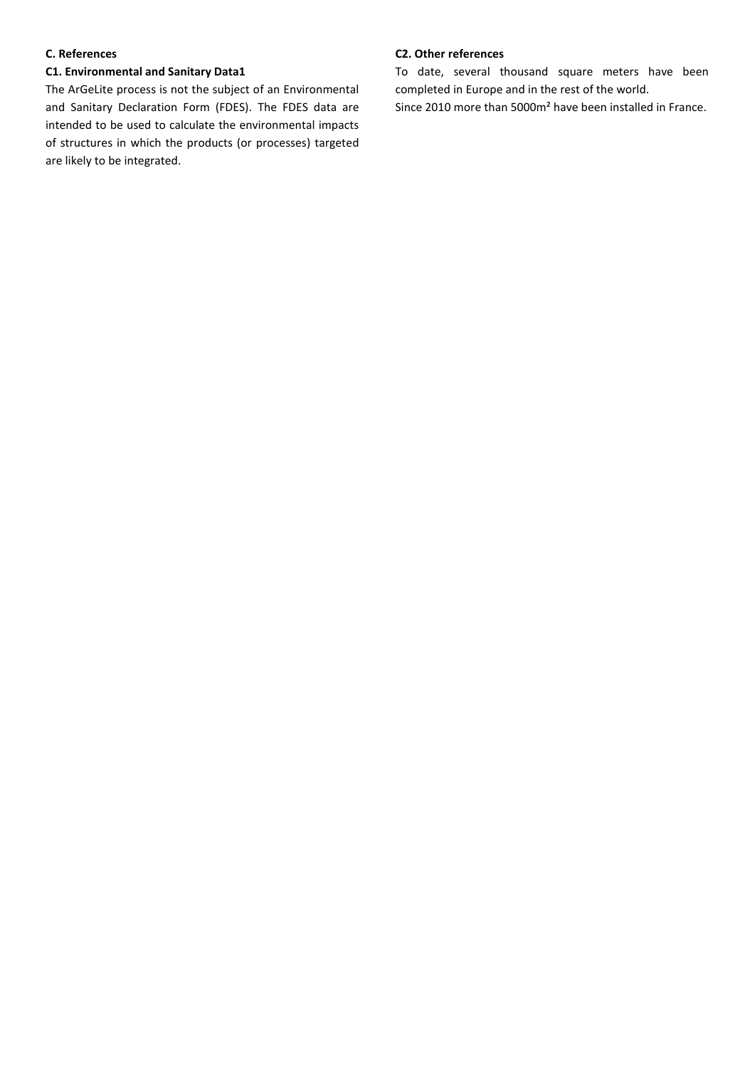## C. References

### C1. Environmental and Sanitary Data1

The ArGeLite process is not the subject of an Environmental and Sanitary Declaration Form (FDES). The FDES data are intended to be used to calculate the environmental impacts of structures in which the products (or processes) targeted are likely to be integrated.

### C2. Other references

To date, several thousand square meters have been completed in Europe and in the rest of the world.

Since 2010 more than 5000m² have been installed in France.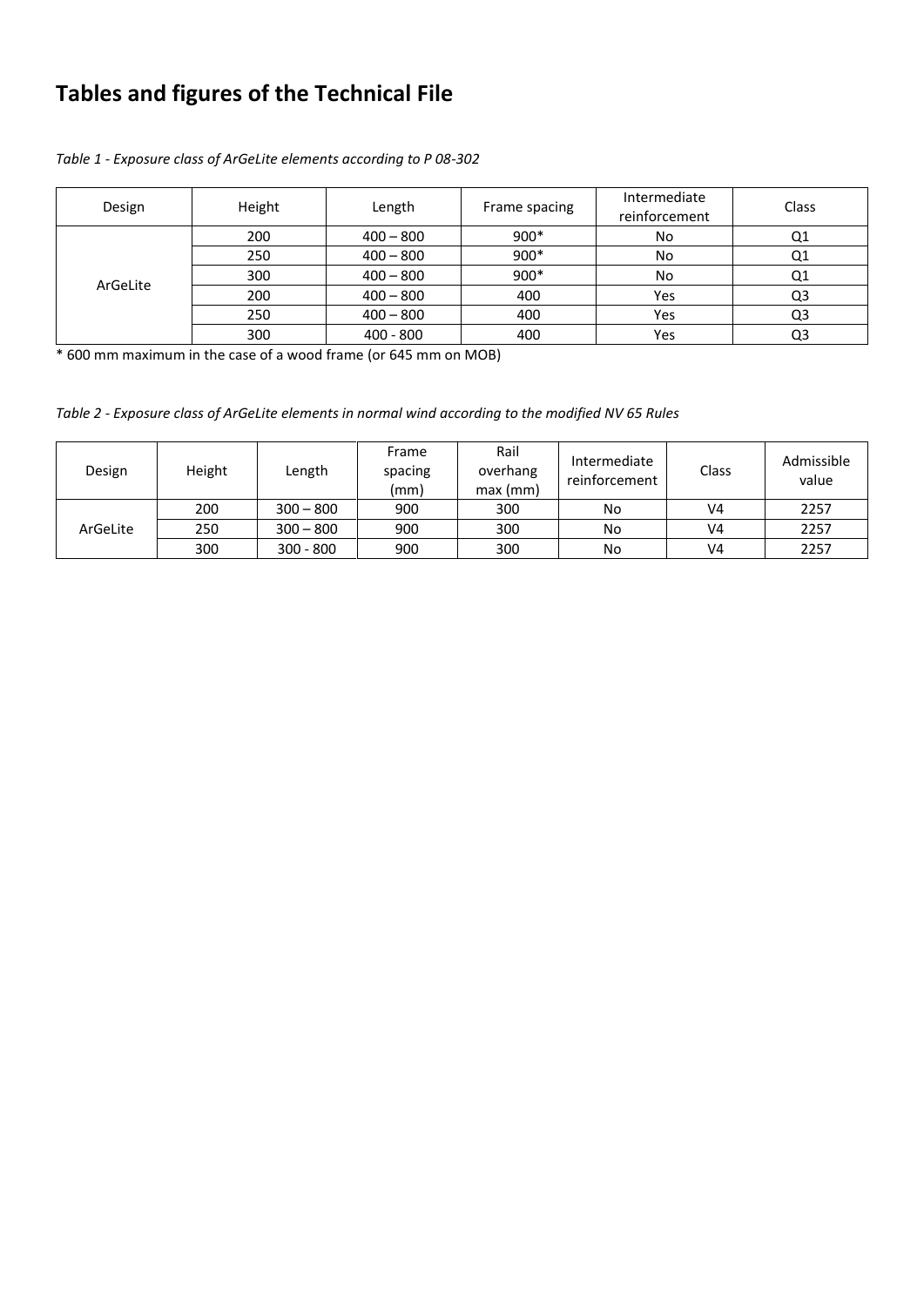# Tables and figures of the Technical File

*Table 1 - Exposure class of ArGeLite elements according to P 08-302*

| Design | Height | Length | Frame spacing | Intermediate reinforcement | Class |
|---|---|---|---|---|---|
| ArGeLite | 200 | 400 – 800 | 900* | No | Q1 |
| | 250 | 400 – 800 | 900* | No | Q1 |
| | 300 | 400 – 800 | 900* | No | Q1 |
| | 200 | 400 – 800 | 400 | Yes | Q3 |
| | 250 | 400 – 800 | 400 | Yes | Q3 |
| | 300 | 400 - 800 | 400 | Yes | Q3 |

* 600 mm maximum in the case of a wood frame (or 645 mm on MOB)

*Table 2 - Exposure class of ArGeLite elements in normal wind according to the modified NV 65 Rules*

| Design | Height | Length | Frame spacing (mm) | Rail overhang max (mm) | Intermediate reinforcement | Class | Admissible value |
|---|---|---|---|---|---|---|---|
| ArGeLite | 200 | 300 – 800 | 900 | 300 | No | V4 | 2257 |
| | 250 | 300 – 800 | 900 | 300 | No | V4 | 2257 |
| | 300 | 300 - 800 | 900 | 300 | No | V4 | 2257 |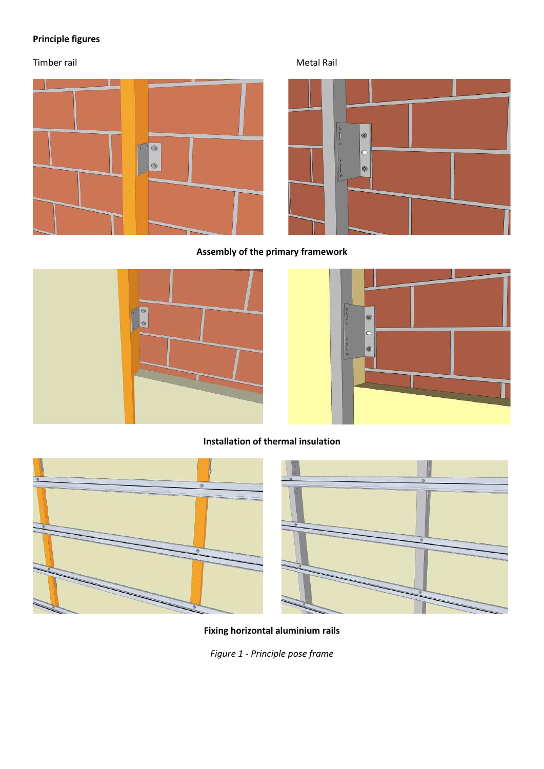**Principle figures**

Timber rail

Metal Rail

**Assembly of the primary framework**

**Installation of thermal insulation**

**Fixing horizontal aluminium rails**

*Figure 1 - Principle pose frame*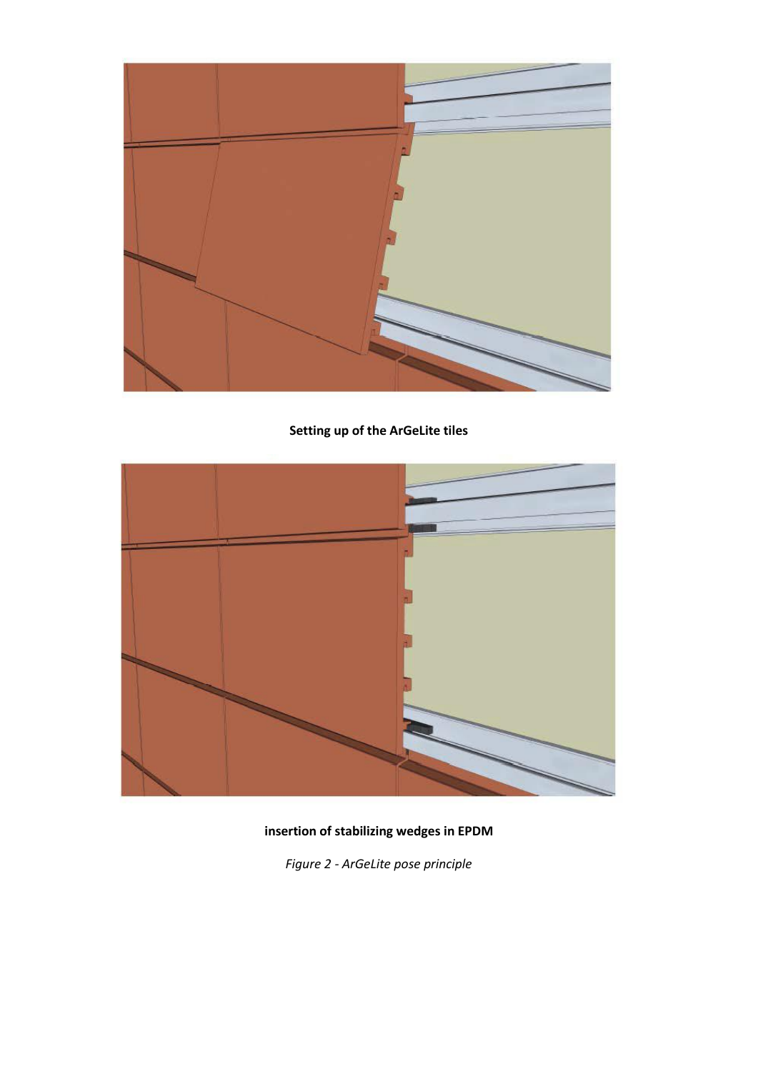**Setting up of the ArGeLite tiles**

**insertion of stabilizing wedges in EPDM**

*Figure 2 - ArGeLite pose principle*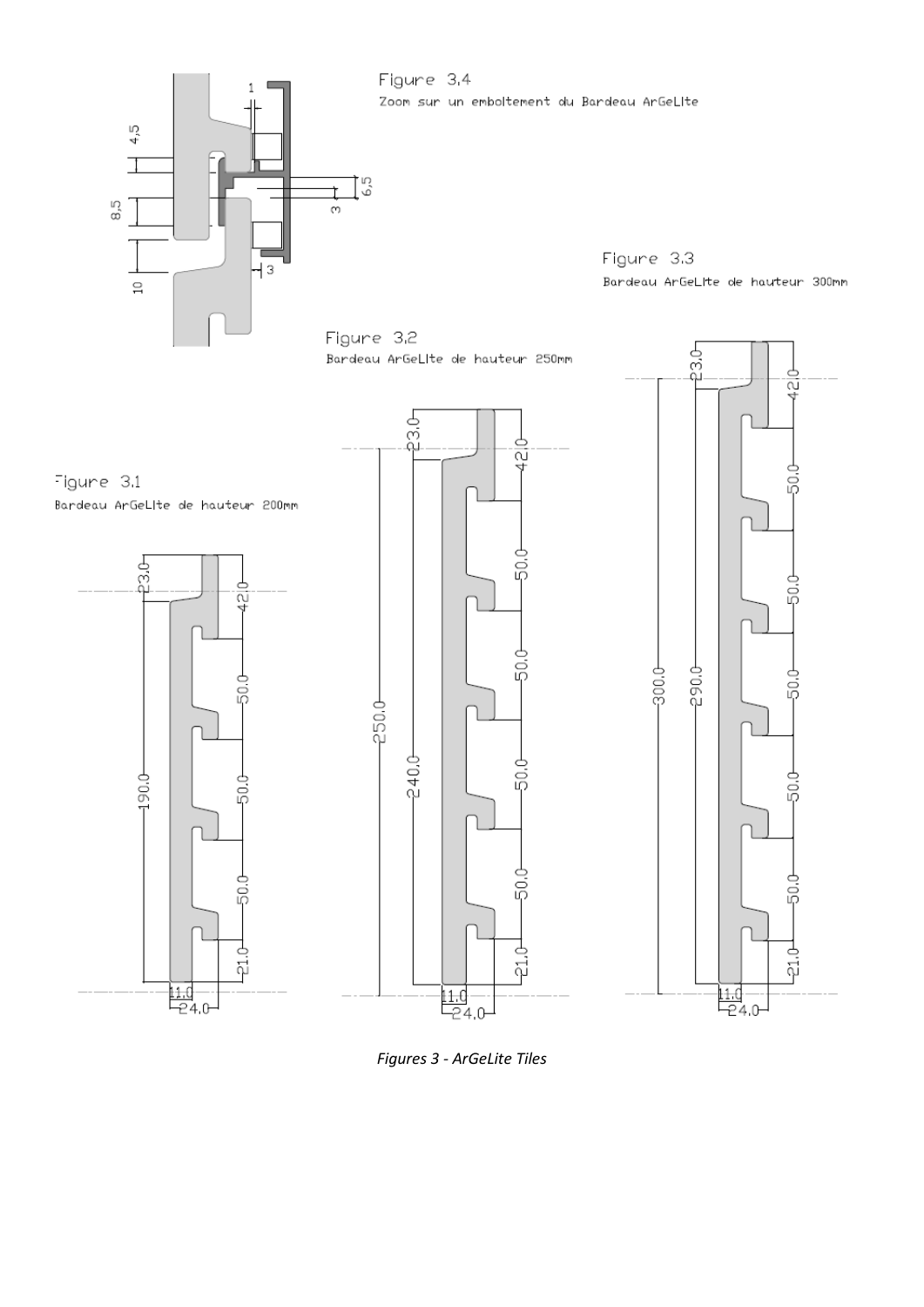Figure 3.4

Zoom sur un emboîtement du Bardeau ArGeLite

1

4,5

6,5

3

8,5

3

10

Figure 3.3

Bardeau ArGeLite de hauteur 300mm

Figure 3.2

Bardeau ArGeLite de hauteur 250mm

Figure 3.1

Bardeau ArGeLite de hauteur 200mm

23.0

42.0

50.0

50.0

50.0

21.0

190.0

11.0

24.0

23.0

42.0

50.0

50.0

50.0

50.0

21.0

250.0

240.0

11.0

24.0

23.0

42.0

50.0

50.0

50.0

50.0

50.0

21.0

300.0

290.0

11.0

24.0

*Figures 3 - ArGeLite Tiles*